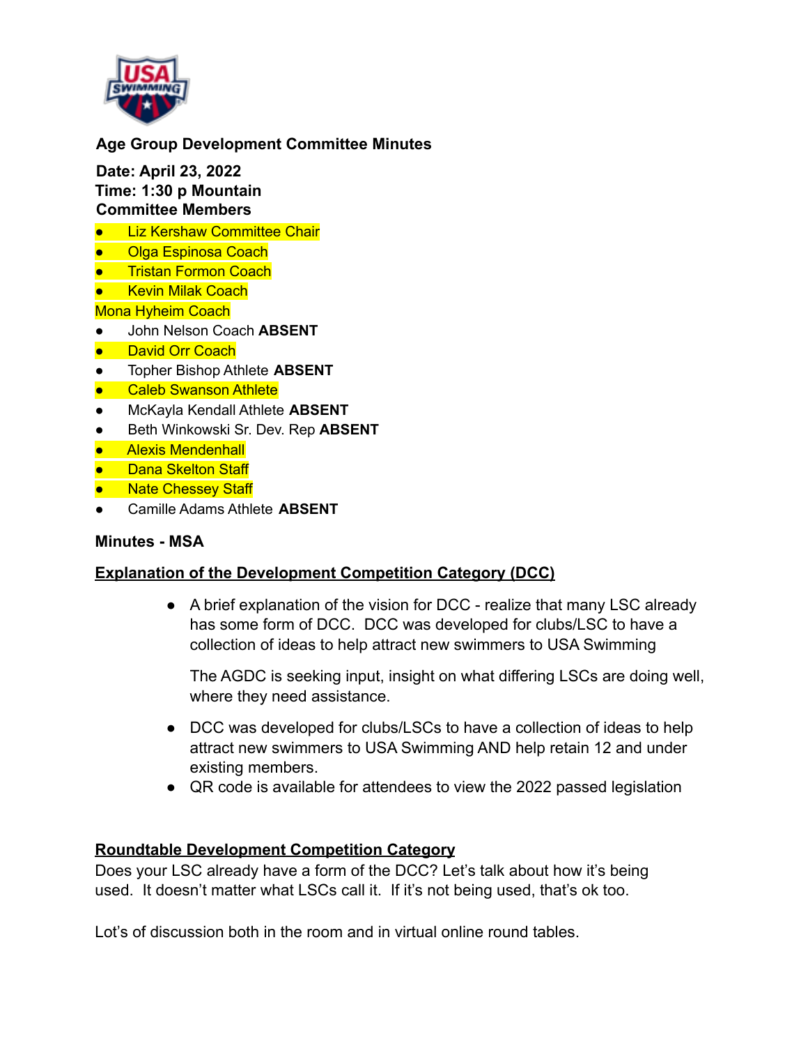**Age Group Development Committee Minutes**

**Date: April 23, 2022**
**Time: 1:30 p Mountain**
**Committee Members**

- Liz Kershaw Committee Chair
- Olga Espinosa Coach
- Tristan Formon Coach
- Kevin Milak Coach

Mona Hyheim Coach

- John Nelson Coach **ABSENT**
- David Orr Coach
- Topher Bishop Athlete **ABSENT**
- Caleb Swanson Athlete
- McKayla Kendall Athlete **ABSENT**
- Beth Winkowski Sr. Dev. Rep **ABSENT**
- Alexis Mendenhall
- Dana Skelton Staff
- Nate Chessey Staff
- Camille Adams Athlete **ABSENT**

**Minutes - MSA**

**Explanation of the Development Competition Category (DCC)**

- A brief explanation of the vision for DCC - realize that many LSC already has some form of DCC. DCC was developed for clubs/LSC to have a collection of ideas to help attract new swimmers to USA Swimming

  The AGDC is seeking input, insight on what differing LSCs are doing well, where they need assistance.

- DCC was developed for clubs/LSCs to have a collection of ideas to help attract new swimmers to USA Swimming AND help retain 12 and under existing members.
- QR code is available for attendees to view the 2022 passed legislation

**Roundtable Development Competition Category**

Does your LSC already have a form of the DCC? Let's talk about how it's being used. It doesn't matter what LSCs call it. If it's not being used, that's ok too.

Lot's of discussion both in the room and in virtual online round tables.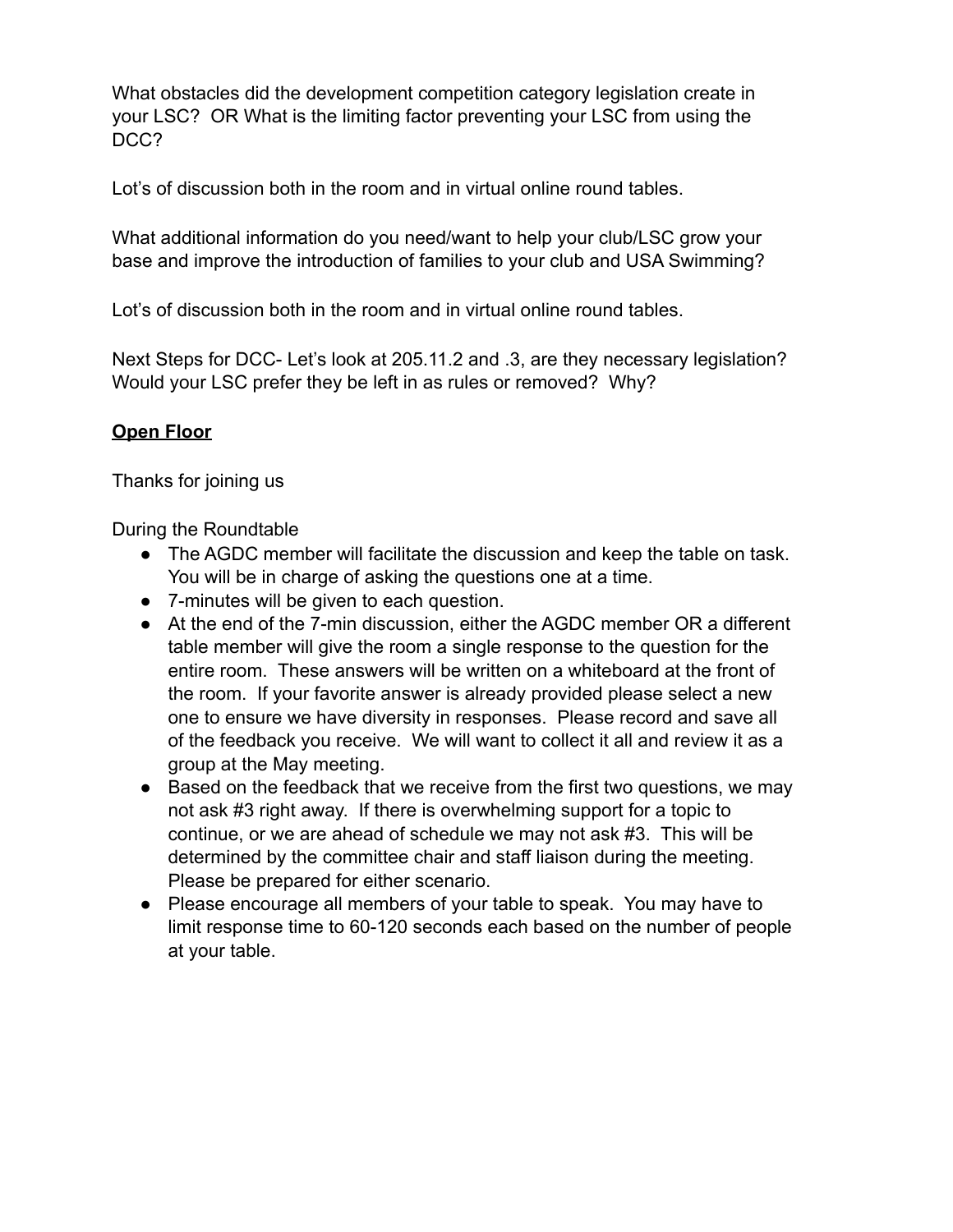What obstacles did the development competition category legislation create in your LSC? OR What is the limiting factor preventing your LSC from using the DCC?

Lot's of discussion both in the room and in virtual online round tables.

What additional information do you need/want to help your club/LSC grow your base and improve the introduction of families to your club and USA Swimming?

Lot's of discussion both in the room and in virtual online round tables.

Next Steps for DCC- Let's look at 205.11.2 and .3, are they necessary legislation? Would your LSC prefer they be left in as rules or removed? Why?

**Open Floor**

Thanks for joining us

During the Roundtable

- The AGDC member will facilitate the discussion and keep the table on task. You will be in charge of asking the questions one at a time.
- 7-minutes will be given to each question.
- At the end of the 7-min discussion, either the AGDC member OR a different table member will give the room a single response to the question for the entire room. These answers will be written on a whiteboard at the front of the room. If your favorite answer is already provided please select a new one to ensure we have diversity in responses. Please record and save all of the feedback you receive. We will want to collect it all and review it as a group at the May meeting.
- Based on the feedback that we receive from the first two questions, we may not ask #3 right away. If there is overwhelming support for a topic to continue, or we are ahead of schedule we may not ask #3. This will be determined by the committee chair and staff liaison during the meeting. Please be prepared for either scenario.
- Please encourage all members of your table to speak. You may have to limit response time to 60-120 seconds each based on the number of people at your table.